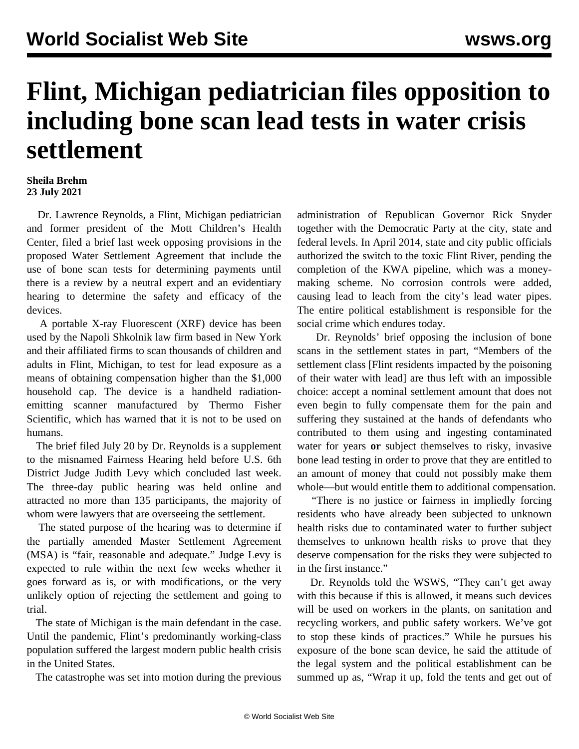# Flint, Michigan pediatrician files opposition to including bone scan lead tests in water crisis settlement

**Sheila Brehm**
**23 July 2021**

Dr. Lawrence Reynolds, a Flint, Michigan pediatrician and former president of the Mott Children's Health Center, filed a brief last week opposing provisions in the proposed Water Settlement Agreement that include the use of bone scan tests for determining payments until there is a review by a neutral expert and an evidentiary hearing to determine the safety and efficacy of the devices.

A portable X-ray Fluorescent (XRF) device has been used by the Napoli Shkolnik law firm based in New York and their affiliated firms to scan thousands of children and adults in Flint, Michigan, to test for lead exposure as a means of obtaining compensation higher than the $1,000 household cap. The device is a handheld radiation-emitting scanner manufactured by Thermo Fisher Scientific, which has warned that it is not to be used on humans.

The brief filed July 20 by Dr. Reynolds is a supplement to the misnamed Fairness Hearing held before U.S. 6th District Judge Judith Levy which concluded last week. The three-day public hearing was held online and attracted no more than 135 participants, the majority of whom were lawyers that are overseeing the settlement.

The stated purpose of the hearing was to determine if the partially amended Master Settlement Agreement (MSA) is "fair, reasonable and adequate." Judge Levy is expected to rule within the next few weeks whether it goes forward as is, or with modifications, or the very unlikely option of rejecting the settlement and going to trial.

The state of Michigan is the main defendant in the case. Until the pandemic, Flint's predominantly working-class population suffered the largest modern public health crisis in the United States.

The catastrophe was set into motion during the previous administration of Republican Governor Rick Snyder together with the Democratic Party at the city, state and federal levels. In April 2014, state and city public officials authorized the switch to the toxic Flint River, pending the completion of the KWA pipeline, which was a money-making scheme. No corrosion controls were added, causing lead to leach from the city's lead water pipes. The entire political establishment is responsible for the social crime which endures today.

Dr. Reynolds' brief opposing the inclusion of bone scans in the settlement states in part, "Members of the settlement class [Flint residents impacted by the poisoning of their water with lead] are thus left with an impossible choice: accept a nominal settlement amount that does not even begin to fully compensate them for the pain and suffering they sustained at the hands of defendants who contributed to them using and ingesting contaminated water for years **or** subject themselves to risky, invasive bone lead testing in order to prove that they are entitled to an amount of money that could not possibly make them whole—but would entitle them to additional compensation.

"There is no justice or fairness in impliedly forcing residents who have already been subjected to unknown health risks due to contaminated water to further subject themselves to unknown health risks to prove that they deserve compensation for the risks they were subjected to in the first instance."

Dr. Reynolds told the WSWS, "They can't get away with this because if this is allowed, it means such devices will be used on workers in the plants, on sanitation and recycling workers, and public safety workers. We've got to stop these kinds of practices." While he pursues his exposure of the bone scan device, he said the attitude of the legal system and the political establishment can be summed up as, "Wrap it up, fold the tents and get out of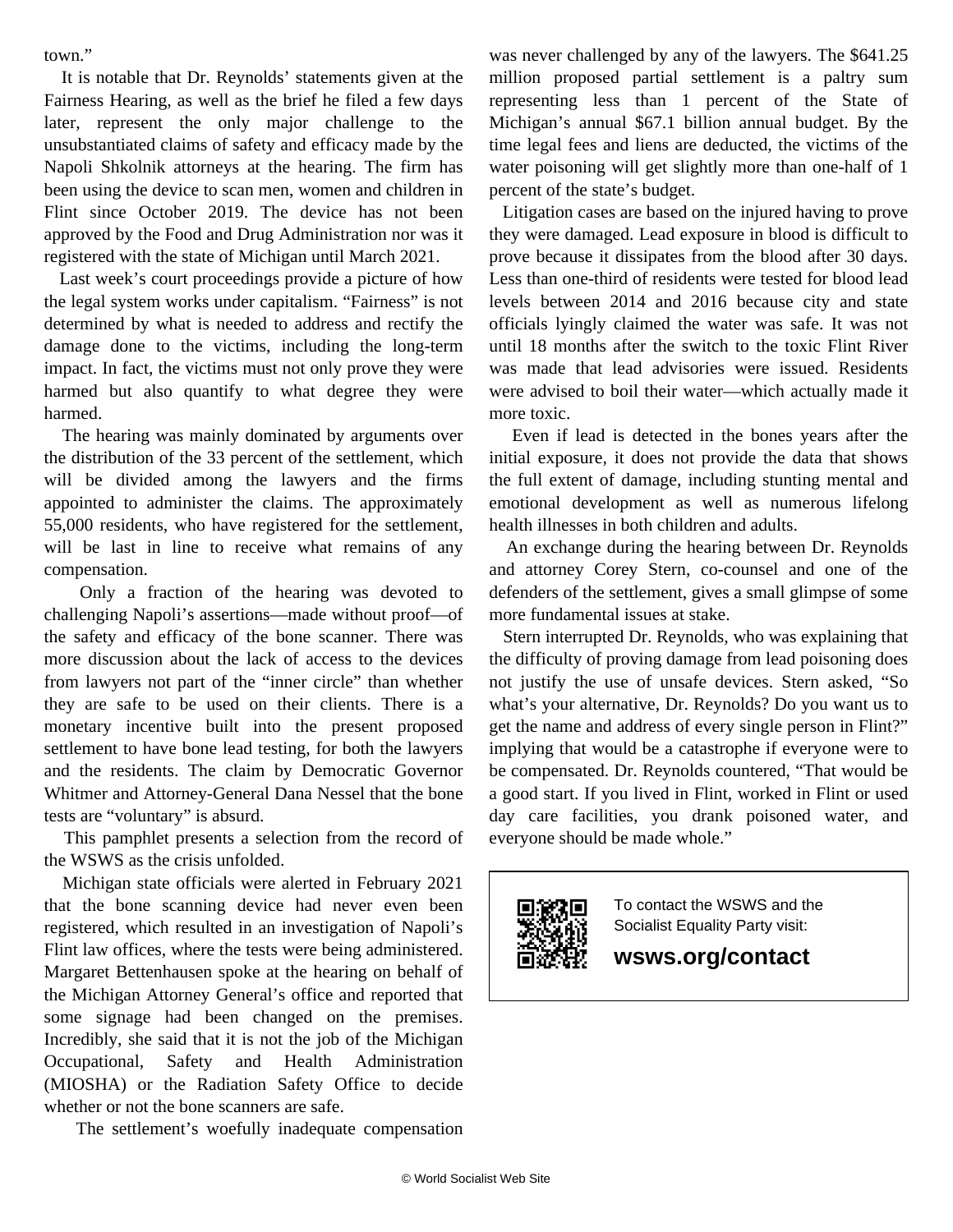town."

It is notable that Dr. Reynolds' statements given at the Fairness Hearing, as well as the brief he filed a few days later, represent the only major challenge to the unsubstantiated claims of safety and efficacy made by the Napoli Shkolnik attorneys at the hearing. The firm has been using the device to scan men, women and children in Flint since October 2019. The device has not been approved by the Food and Drug Administration nor was it registered with the state of Michigan until March 2021.

Last week's court proceedings provide a picture of how the legal system works under capitalism. "Fairness" is not determined by what is needed to address and rectify the damage done to the victims, including the long-term impact. In fact, the victims must not only prove they were harmed but also quantify to what degree they were harmed.

The hearing was mainly dominated by arguments over the distribution of the 33 percent of the settlement, which will be divided among the lawyers and the firms appointed to administer the claims. The approximately 55,000 residents, who have registered for the settlement, will be last in line to receive what remains of any compensation.

Only a fraction of the hearing was devoted to challenging Napoli's assertions—made without proof—of the safety and efficacy of the bone scanner. There was more discussion about the lack of access to the devices from lawyers not part of the "inner circle" than whether they are safe to be used on their clients. There is a monetary incentive built into the present proposed settlement to have bone lead testing, for both the lawyers and the residents. The claim by Democratic Governor Whitmer and Attorney-General Dana Nessel that the bone tests are "voluntary" is absurd.

This pamphlet presents a selection from the record of the WSWS as the crisis unfolded.

Michigan state officials were alerted in February 2021 that the bone scanning device had never even been registered, which resulted in an investigation of Napoli's Flint law offices, where the tests were being administered. Margaret Bettenhausen spoke at the hearing on behalf of the Michigan Attorney General's office and reported that some signage had been changed on the premises. Incredibly, she said that it is not the job of the Michigan Occupational, Safety and Health Administration (MIOSHA) or the Radiation Safety Office to decide whether or not the bone scanners are safe.

The settlement's woefully inadequate compensation was never challenged by any of the lawyers. The $641.25 million proposed partial settlement is a paltry sum representing less than 1 percent of the State of Michigan's annual $67.1 billion annual budget. By the time legal fees and liens are deducted, the victims of the water poisoning will get slightly more than one-half of 1 percent of the state's budget.

Litigation cases are based on the injured having to prove they were damaged. Lead exposure in blood is difficult to prove because it dissipates from the blood after 30 days. Less than one-third of residents were tested for blood lead levels between 2014 and 2016 because city and state officials lyingly claimed the water was safe. It was not until 18 months after the switch to the toxic Flint River was made that lead advisories were issued. Residents were advised to boil their water—which actually made it more toxic.

Even if lead is detected in the bones years after the initial exposure, it does not provide the data that shows the full extent of damage, including stunting mental and emotional development as well as numerous lifelong health illnesses in both children and adults.

An exchange during the hearing between Dr. Reynolds and attorney Corey Stern, co-counsel and one of the defenders of the settlement, gives a small glimpse of some more fundamental issues at stake.

Stern interrupted Dr. Reynolds, who was explaining that the difficulty of proving damage from lead poisoning does not justify the use of unsafe devices. Stern asked, "So what's your alternative, Dr. Reynolds? Do you want us to get the name and address of every single person in Flint?" implying that would be a catastrophe if everyone were to be compensated. Dr. Reynolds countered, "That would be a good start. If you lived in Flint, worked in Flint or used day care facilities, you drank poisoned water, and everyone should be made whole."

To contact the WSWS and the Socialist Equality Party visit:

**wsws.org/contact**